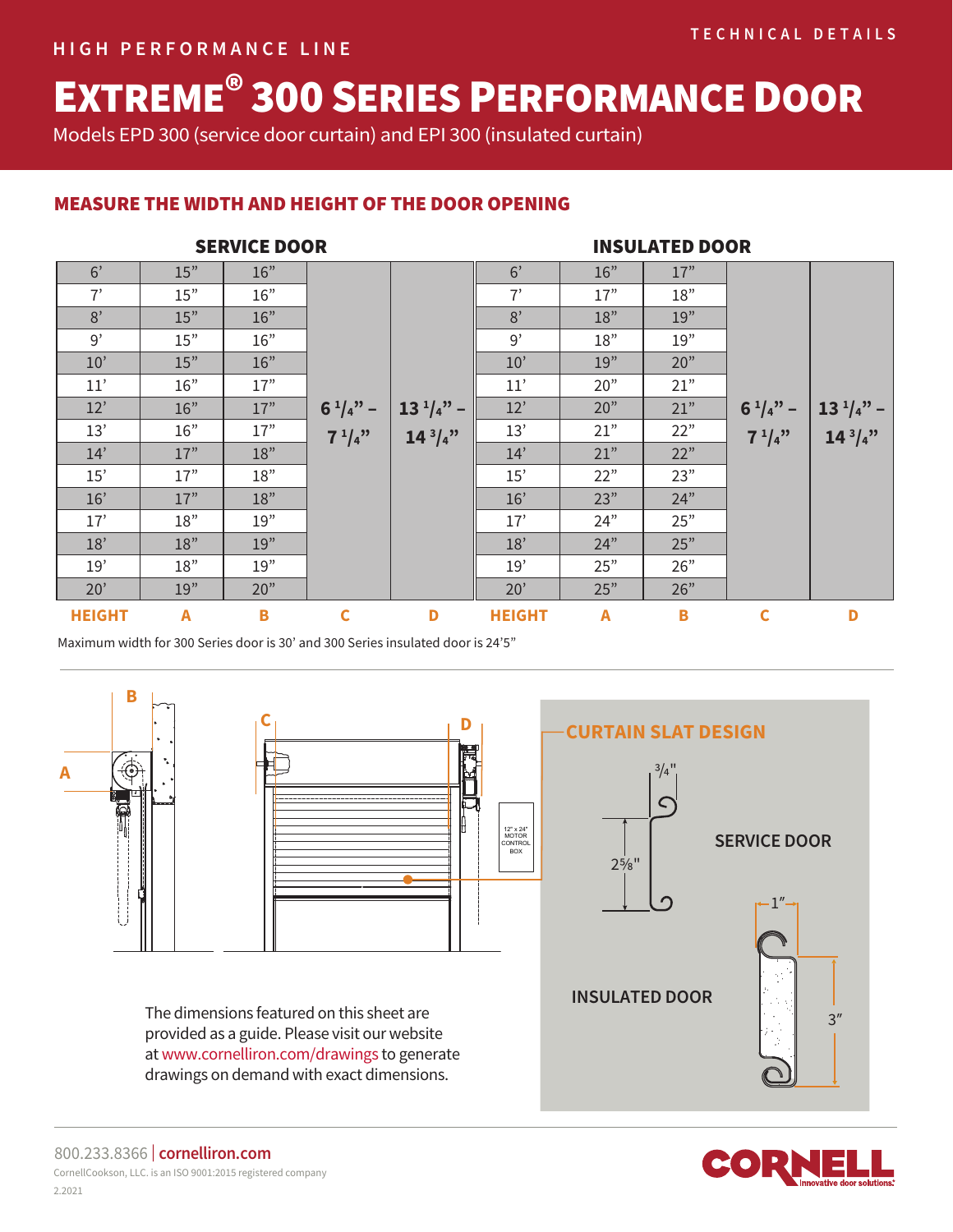HIGH PERFORMANCE LINE

TECHNICAL DETAILS

# EXTREME® 300 SERIES PERFORMANCE DOOR

Models EPD 300 (service door curtain) and EPI 300 (insulated curtain)

## MEASURE THE WIDTH AND HEIGHT OF THE DOOR OPENING

| SERVICE DOOR | | | | | INSULATED DOOR | | | | |
|---|---|---|---|---|---|---|---|---|---|
| **HEIGHT** | **A** | **B** | **C** | **D** | **HEIGHT** | **A** | **B** | **C** | **D** |
| 6’ | 15” | 16” | 6 1/4” – 7 1/4” | 13 1/4” – 14 3/4” | 6’ | 16” | 17” | 6 1/4” – 7 1/4” | 13 1/4” – 14 3/4” |
| 7’ | 15” | 16” | | | 7’ | 17” | 18” | | |
| 8’ | 15” | 16” | | | 8’ | 18” | 19” | | |
| 9’ | 15” | 16” | | | 9’ | 18” | 19” | | |
| 10’ | 15” | 16” | | | 10’ | 19” | 20” | | |
| 11’ | 16” | 17” | | | 11’ | 20” | 21” | | |
| 12’ | 16” | 17” | | | 12’ | 20” | 21” | | |
| 13’ | 16” | 17” | | | 13’ | 21” | 22” | | |
| 14’ | 17” | 18” | | | 14’ | 21” | 22” | | |
| 15’ | 17” | 18” | | | 15’ | 22” | 23” | | |
| 16’ | 17” | 18” | | | 16’ | 23” | 24” | | |
| 17’ | 18” | 19” | | | 17’ | 24” | 25” | | |
| 18’ | 18” | 19” | | | 18’ | 24” | 25” | | |
| 19’ | 18” | 19” | | | 19’ | 25” | 26” | | |
| 20’ | 19” | 20” | | | 20’ | 25” | 26” | | |

Maximum width for 300 Series door is 30’ and 300 Series insulated door is 24’5”

B

A

C

D

12" x 24" MOTOR CONTROL BOX

### CURTAIN SLAT DESIGN

3/4"

2⅝"

SERVICE DOOR

1"

INSULATED DOOR

3"

The dimensions featured on this sheet are provided as a guide. Please visit our website at www.cornelliron.com/drawings to generate drawings on demand with exact dimensions.

800.233.8366 | cornelliron.com

CornellCookson, LLC. is an ISO 9001:2015 registered company

2.2021

CORNELL Innovative door solutions.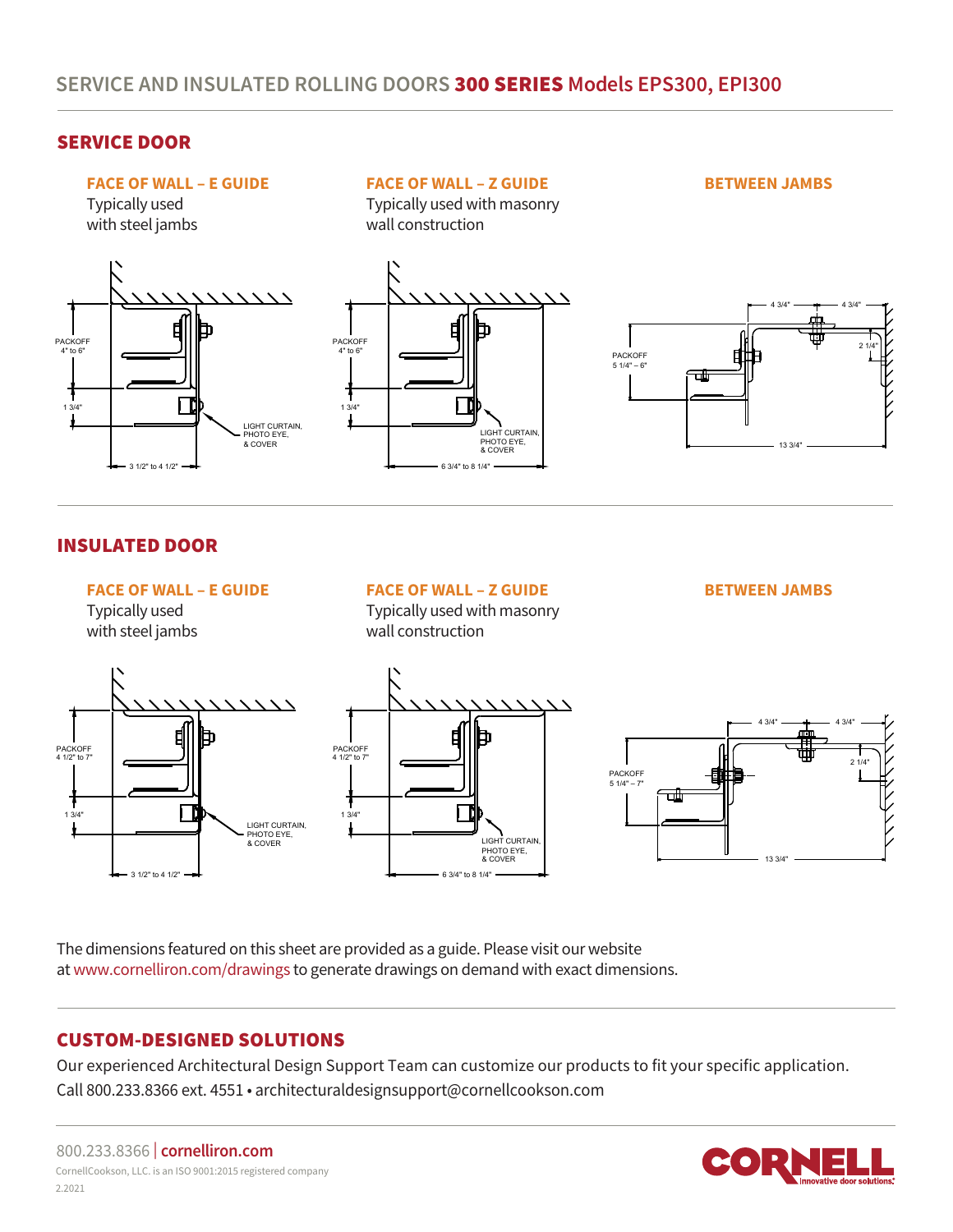# SERVICE AND INSULATED ROLLING DOORS **300 SERIES** Models EPS300, EPI300

## SERVICE DOOR

### FACE OF WALL – E GUIDE

Typically used with steel jambs

PACKOFF
4" to 6"

1 3/4"

LIGHT CURTAIN, PHOTO EYE, & COVER

3 1/2" to 4 1/2"

### FACE OF WALL – Z GUIDE

Typically used with masonry wall construction

PACKOFF
4" to 6"

1 3/4"

LIGHT CURTAIN, PHOTO EYE, & COVER

6 3/4" to 8 1/4"

### BETWEEN JAMBS

4 3/4"

4 3/4"

PACKOFF
5 1/4" – 6"

2 1/4"

13 3/4"

## INSULATED DOOR

### FACE OF WALL – E GUIDE

Typically used with steel jambs

PACKOFF
4 1/2" to 7"

1 3/4"

LIGHT CURTAIN, PHOTO EYE, & COVER

3 1/2" to 4 1/2"

### FACE OF WALL – Z GUIDE

Typically used with masonry wall construction

PACKOFF
4 1/2" to 7"

1 3/4"

LIGHT CURTAIN, PHOTO EYE, & COVER

6 3/4" to 8 1/4"

### BETWEEN JAMBS

4 3/4"

4 3/4"

PACKOFF
5 1/4" – 7"

2 1/4"

13 3/4"

The dimensions featured on this sheet are provided as a guide. Please visit our website at www.cornelliron.com/drawings to generate drawings on demand with exact dimensions.

## CUSTOM-DESIGNED SOLUTIONS

Our experienced Architectural Design Support Team can customize our products to fit your specific application. Call 800.233.8366 ext. 4551 • architecturaldesignsupport@cornellcookson.com

800.233.8366 | cornelliron.com

CornellCookson, LLC. is an ISO 9001:2015 registered company

2.2021

CORNELL innovative door solutions.